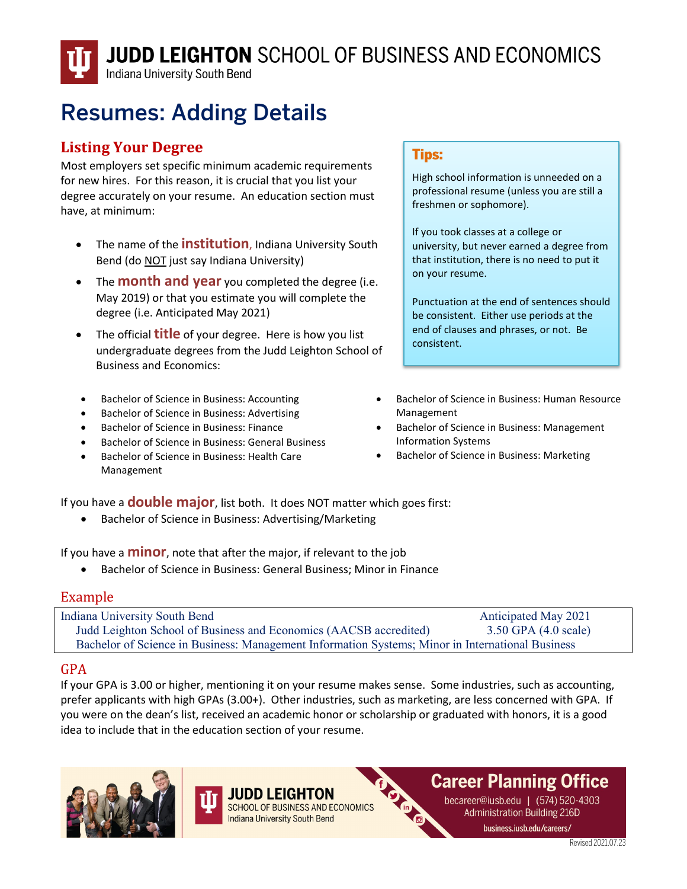# JUDD LEIGHTON SCHOOL OF BUSINESS AND ECONOMICS

Indiana University South Bend

# Resumes: Adding Details

## Listing Your Degree

Most employers set specific minimum academic requirements for new hires. For this reason, it is crucial that you list your degree accurately on your resume. An education section must have, at minimum:

- The name of the **institution**, Indiana University South Bend (do NOT just say Indiana University)
- The **month and year** you completed the degree (i.e. May 2019) or that you estimate you will complete the degree (i.e. Anticipated May 2021)
- The official **title** of your degree. Here is how you list undergraduate degrees from the Judd Leighton School of Business and Economics:

- Bachelor of Science in Business: Accounting
- Bachelor of Science in Business: Advertising
- Bachelor of Science in Business: Finance
- Bachelor of Science in Business: General Business
- Bachelor of Science in Business: Health Care Management
- Bachelor of Science in Business: Human Resource Management
- Bachelor of Science in Business: Management Information Systems
- Bachelor of Science in Business: Marketing

> **Tips:**
>
> High school information is unneeded on a professional resume (unless you are still a freshmen or sophomore).
>
> If you took classes at a college or university, but never earned a degree from that institution, there is no need to put it on your resume.
>
> Punctuation at the end of sentences should be consistent. Either use periods at the end of clauses and phrases, or not. Be consistent.

If you have a **double major**, list both. It does NOT matter which goes first:

- Bachelor of Science in Business: Advertising/Marketing

If you have a **minor**, note that after the major, if relevant to the job

- Bachelor of Science in Business: General Business; Minor in Finance

### Example

| Indiana University South Bend | Anticipated May 2021 |
|---|---|
| Judd Leighton School of Business and Economics (AACSB accredited) | 3.50 GPA (4.0 scale) |
| Bachelor of Science in Business: Management Information Systems; Minor in International Business | |

### GPA

If your GPA is 3.00 or higher, mentioning it on your resume makes sense. Some industries, such as accounting, prefer applicants with high GPAs (3.00+). Other industries, such as marketing, are less concerned with GPA. If you were on the dean's list, received an academic honor or scholarship or graduated with honors, it is a good idea to include that in the education section of your resume.

JUDD LEIGHTON SCHOOL OF BUSINESS AND ECONOMICS, Indiana University South Bend

**Career Planning Office**
becareer@iusb.edu | (574) 520-4303
Administration Building 216D
business.iusb.edu/careers/

Revised 2021.07.23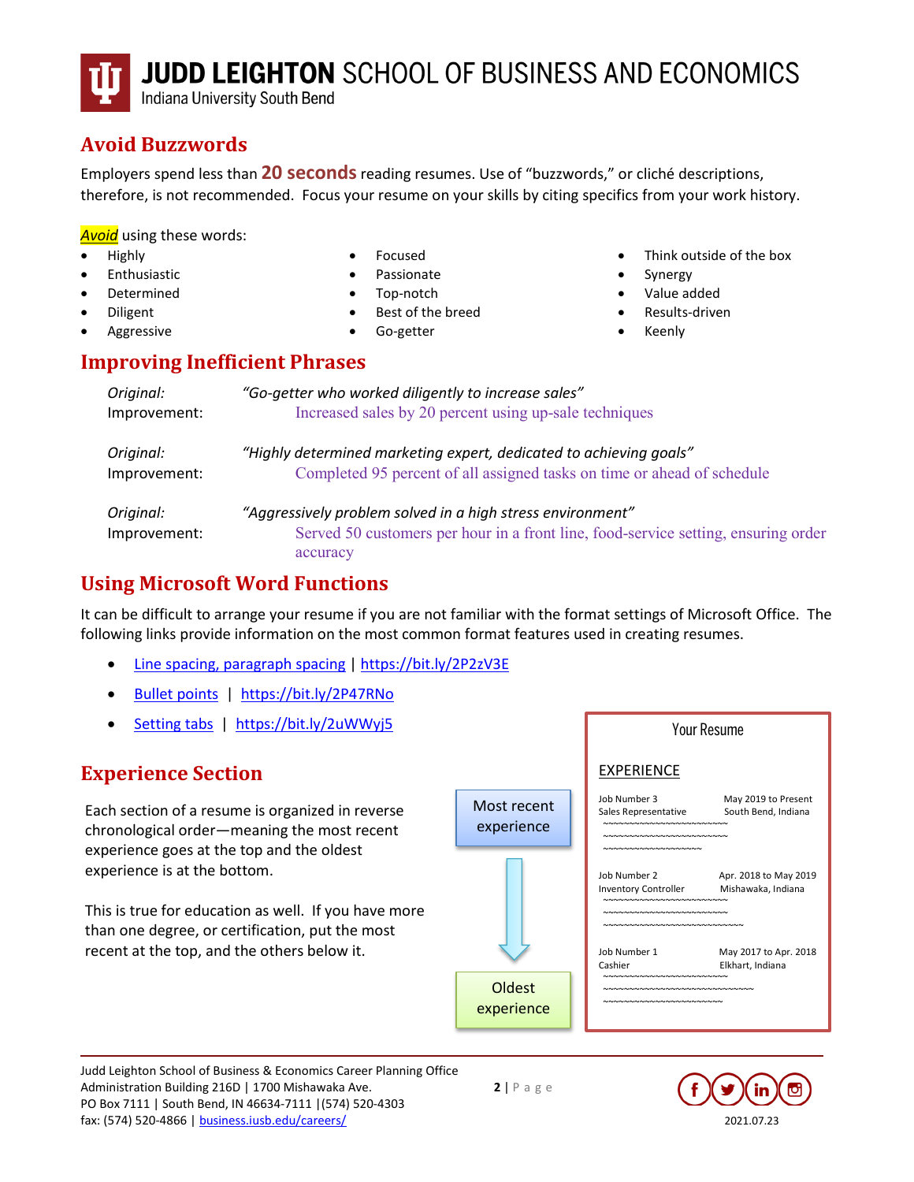## Avoid Buzzwords

Employers spend less than **20 seconds** reading resumes. Use of "buzzwords," or cliché descriptions, therefore, is not recommended. Focus your resume on your skills by citing specifics from your work history.

*Avoid* using these words:

- Highly
- Enthusiastic
- Determined
- Diligent
- Aggressive
- Focused
- Passionate
- Top-notch
- Best of the breed
- Go-getter
- Think outside of the box
- Synergy
- Value added
- Results-driven
- Keenly

## Improving Inefficient Phrases

*Original:* *"Go-getter who worked diligently to increase sales"*
Improvement: Increased sales by 20 percent using up-sale techniques

*Original:* *"Highly determined marketing expert, dedicated to achieving goals"*
Improvement: Completed 95 percent of all assigned tasks on time or ahead of schedule

*Original:* *"Aggressively problem solved in a high stress environment"*
Improvement: Served 50 customers per hour in a front line, food-service setting, ensuring order accuracy

## Using Microsoft Word Functions

It can be difficult to arrange your resume if you are not familiar with the format settings of Microsoft Office. The following links provide information on the most common format features used in creating resumes.

- Line spacing, paragraph spacing | https://bit.ly/2P2zV3E
- Bullet points | https://bit.ly/2P47RNo
- Setting tabs | https://bit.ly/2uWWyj5

## Experience Section

Each section of a resume is organized in reverse chronological order—meaning the most recent experience goes at the top and the oldest experience is at the bottom.

This is true for education as well. If you have more than one degree, or certification, put the most recent at the top, and the others below it.

Most recent experience → Oldest experience

**Your Resume**

EXPERIENCE

Job Number 3 — May 2019 to Present
Sales Representative — South Bend, Indiana

Job Number 2 — Apr. 2018 to May 2019
Inventory Controller — Mishawaka, Indiana

Job Number 1 — May 2017 to Apr. 2018
Cashier — Elkhart, Indiana

Judd Leighton School of Business & Economics Career Planning Office
Administration Building 216D | 1700 Mishawaka Ave.
PO Box 7111 | South Bend, IN 46634-7111 |(574) 520-4303
fax: (574) 520-4866 | business.iusb.edu/careers/

2021.07.23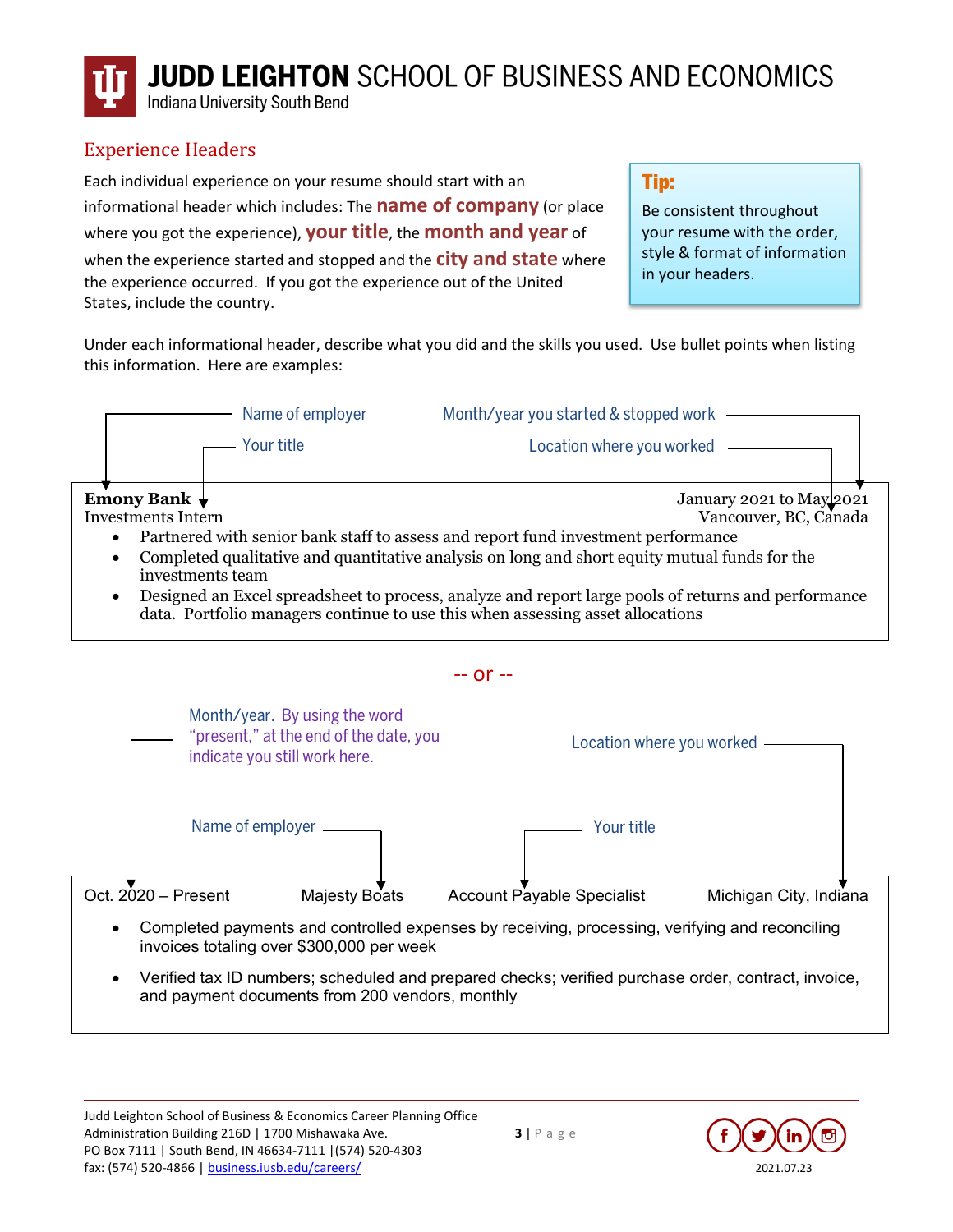## Experience Headers

Each individual experience on your resume should start with an informational header which includes: The **name of company** (or place where you got the experience), **your title**, the **month and year** of when the experience started and stopped and the **city and state** where the experience occurred. If you got the experience out of the United States, include the country.

> **Tip:**
> Be consistent throughout your resume with the order, style & format of information in your headers.

Under each informational header, describe what you did and the skills you used. Use bullet points when listing this information. Here are examples:

Name of employer — Your title — Month/year you started & stopped work — Location where you worked

**Emony Bank** — January 2021 to May 2021
Investments Intern — Vancouver, BC, Canada

- Partnered with senior bank staff to assess and report fund investment performance
- Completed qualitative and quantitative analysis on long and short equity mutual funds for the investments team
- Designed an Excel spreadsheet to process, analyze and report large pools of returns and performance data. Portfolio managers continue to use this when assessing asset allocations

-- or --

Month/year. By using the word "present," at the end of the date, you indicate you still work here. — Name of employer — Your title — Location where you worked

Oct. 2020 – Present     Majesty Boats     Account Payable Specialist     Michigan City, Indiana

- Completed payments and controlled expenses by receiving, processing, verifying and reconciling invoices totaling over $300,000 per week
- Verified tax ID numbers; scheduled and prepared checks; verified purchase order, contract, invoice, and payment documents from 200 vendors, monthly

Judd Leighton School of Business & Economics Career Planning Office
Administration Building 216D | 1700 Mishawaka Ave.
PO Box 7111 | South Bend, IN 46634-7111 | (574) 520-4303
fax: (574) 520-4866 | business.iusb.edu/careers/

2021.07.23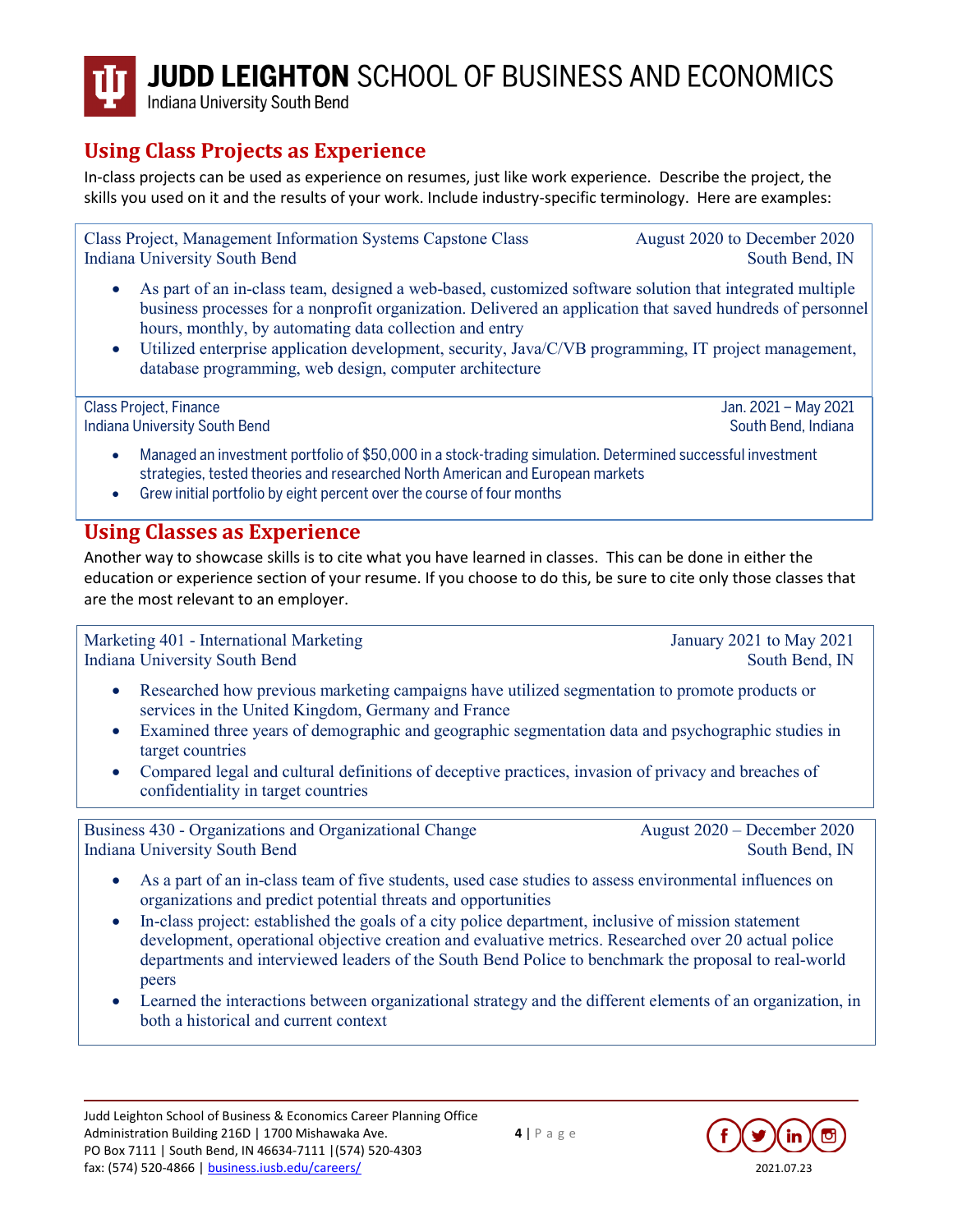# JUDD LEIGHTON SCHOOL OF BUSINESS AND ECONOMICS
Indiana University South Bend

## Using Class Projects as Experience

In-class projects can be used as experience on resumes, just like work experience. Describe the project, the skills you used on it and the results of your work. Include industry-specific terminology. Here are examples:

Class Project, Management Information Systems Capstone Class — August 2020 to December 2020
Indiana University South Bend — South Bend, IN

- As part of an in-class team, designed a web-based, customized software solution that integrated multiple business processes for a nonprofit organization. Delivered an application that saved hundreds of personnel hours, monthly, by automating data collection and entry
- Utilized enterprise application development, security, Java/C/VB programming, IT project management, database programming, web design, computer architecture

Class Project, Finance — Jan. 2021 – May 2021
Indiana University South Bend — South Bend, Indiana

- Managed an investment portfolio of $50,000 in a stock-trading simulation. Determined successful investment strategies, tested theories and researched North American and European markets
- Grew initial portfolio by eight percent over the course of four months

## Using Classes as Experience

Another way to showcase skills is to cite what you have learned in classes. This can be done in either the education or experience section of your resume. If you choose to do this, be sure to cite only those classes that are the most relevant to an employer.

Marketing 401 - International Marketing — January 2021 to May 2021
Indiana University South Bend — South Bend, IN

- Researched how previous marketing campaigns have utilized segmentation to promote products or services in the United Kingdom, Germany and France
- Examined three years of demographic and geographic segmentation data and psychographic studies in target countries
- Compared legal and cultural definitions of deceptive practices, invasion of privacy and breaches of confidentiality in target countries

Business 430 - Organizations and Organizational Change — August 2020 – December 2020
Indiana University South Bend — South Bend, IN

- As a part of an in-class team of five students, used case studies to assess environmental influences on organizations and predict potential threats and opportunities
- In-class project: established the goals of a city police department, inclusive of mission statement development, operational objective creation and evaluative metrics. Researched over 20 actual police departments and interviewed leaders of the South Bend Police to benchmark the proposal to real-world peers
- Learned the interactions between organizational strategy and the different elements of an organization, in both a historical and current context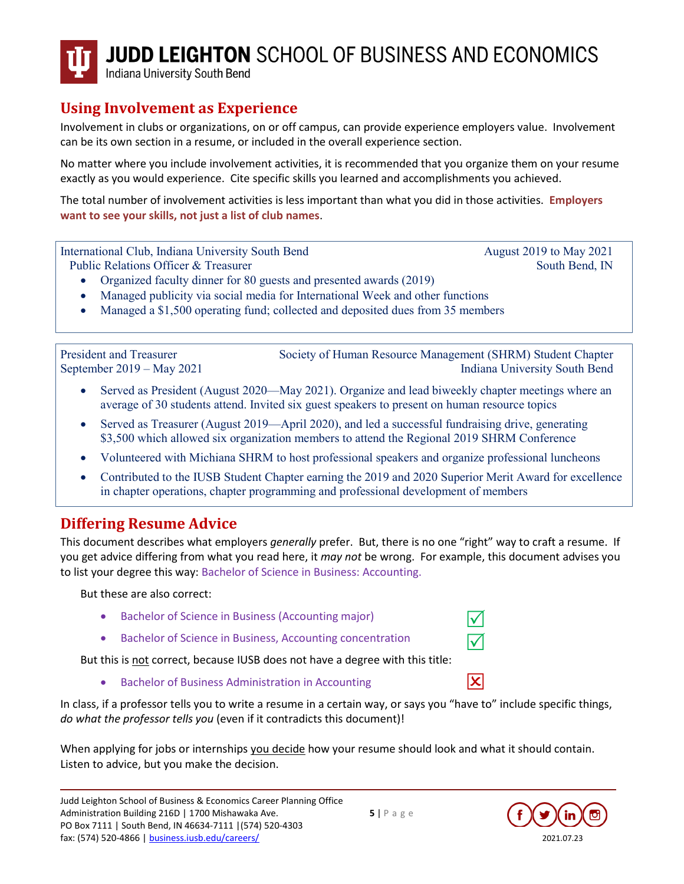## Using Involvement as Experience

Involvement in clubs or organizations, on or off campus, can provide experience employers value. Involvement can be its own section in a resume, or included in the overall experience section.

No matter where you include involvement activities, it is recommended that you organize them on your resume exactly as you would experience. Cite specific skills you learned and accomplishments you achieved.

The total number of involvement activities is less important than what you did in those activities. **Employers want to see your skills, not just a list of club names**.

International Club, Indiana University South Bend — August 2019 to May 2021
Public Relations Officer & Treasurer — South Bend, IN

- Organized faculty dinner for 80 guests and presented awards (2019)
- Managed publicity via social media for International Week and other functions
- Managed a $1,500 operating fund; collected and deposited dues from 35 members

President and Treasurer — Society of Human Resource Management (SHRM) Student Chapter
September 2019 – May 2021 — Indiana University South Bend

- Served as President (August 2020—May 2021). Organize and lead biweekly chapter meetings where an average of 30 students attend. Invited six guest speakers to present on human resource topics
- Served as Treasurer (August 2019—April 2020), and led a successful fundraising drive, generating $3,500 which allowed six organization members to attend the Regional 2019 SHRM Conference
- Volunteered with Michiana SHRM to host professional speakers and organize professional luncheons
- Contributed to the IUSB Student Chapter earning the 2019 and 2020 Superior Merit Award for excellence in chapter operations, chapter programming and professional development of members

## Differing Resume Advice

This document describes what employers *generally* prefer. But, there is no one "right" way to craft a resume. If you get advice differing from what you read here, it *may not* be wrong. For example, this document advises you to list your degree this way: Bachelor of Science in Business: Accounting.

But these are also correct:

- Bachelor of Science in Business (Accounting major) ☑
- Bachelor of Science in Business, Accounting concentration ☑

But this is not correct, because IUSB does not have a degree with this title:

- Bachelor of Business Administration in Accounting ☒

In class, if a professor tells you to write a resume in a certain way, or says you "have to" include specific things, *do what the professor tells you* (even if it contradicts this document)!

When applying for jobs or internships you decide how your resume should look and what it should contain. Listen to advice, but you make the decision.